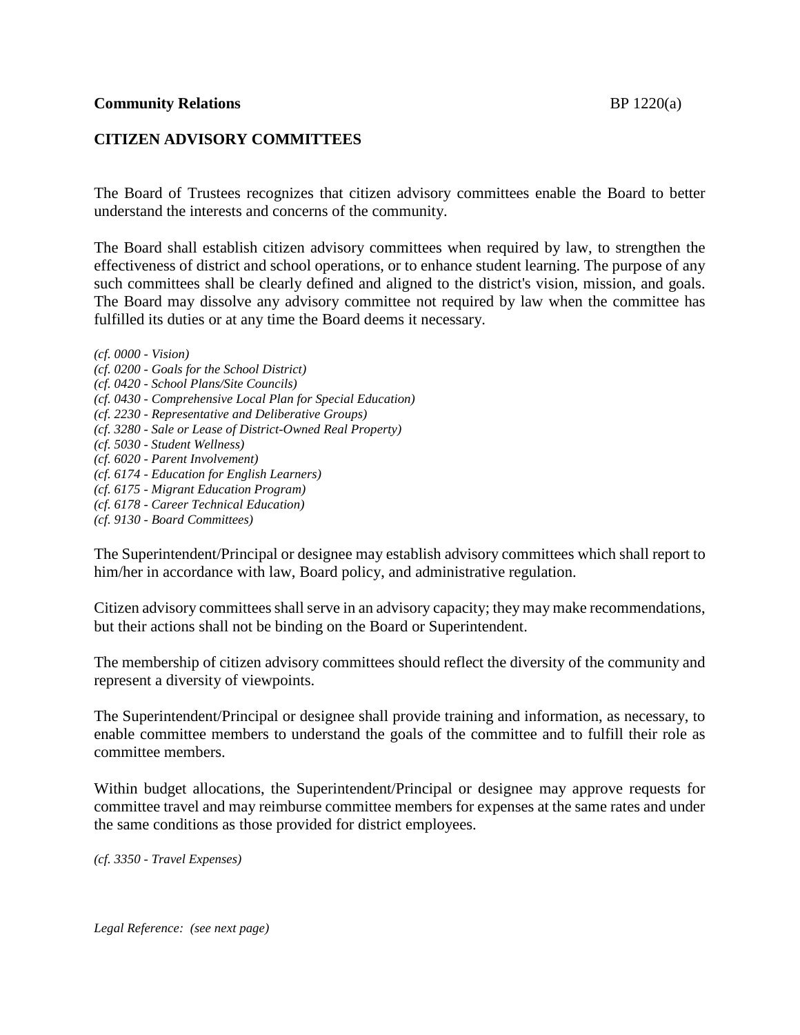**Community Relations** BP 1220(a)

## CITIZEN ADVISORY COMMITTEES

The Board of Trustees recognizes that citizen advisory committees enable the Board to better understand the interests and concerns of the community.

The Board shall establish citizen advisory committees when required by law, to strengthen the effectiveness of district and school operations, or to enhance student learning. The purpose of any such committees shall be clearly defined and aligned to the district's vision, mission, and goals. The Board may dissolve any advisory committee not required by law when the committee has fulfilled its duties or at any time the Board deems it necessary.

*(cf. 0000 - Vision)*
*(cf. 0200 - Goals for the School District)*
*(cf. 0420 - School Plans/Site Councils)*
*(cf. 0430 - Comprehensive Local Plan for Special Education)*
*(cf. 2230 - Representative and Deliberative Groups)*
*(cf. 3280 - Sale or Lease of District-Owned Real Property)*
*(cf. 5030 - Student Wellness)*
*(cf. 6020 - Parent Involvement)*
*(cf. 6174 - Education for English Learners)*
*(cf. 6175 - Migrant Education Program)*
*(cf. 6178 - Career Technical Education)*
*(cf. 9130 - Board Committees)*

The Superintendent/Principal or designee may establish advisory committees which shall report to him/her in accordance with law, Board policy, and administrative regulation.

Citizen advisory committees shall serve in an advisory capacity; they may make recommendations, but their actions shall not be binding on the Board or Superintendent.

The membership of citizen advisory committees should reflect the diversity of the community and represent a diversity of viewpoints.

The Superintendent/Principal or designee shall provide training and information, as necessary, to enable committee members to understand the goals of the committee and to fulfill their role as committee members.

Within budget allocations, the Superintendent/Principal or designee may approve requests for committee travel and may reimburse committee members for expenses at the same rates and under the same conditions as those provided for district employees.

*(cf. 3350 - Travel Expenses)*

*Legal Reference: (see next page)*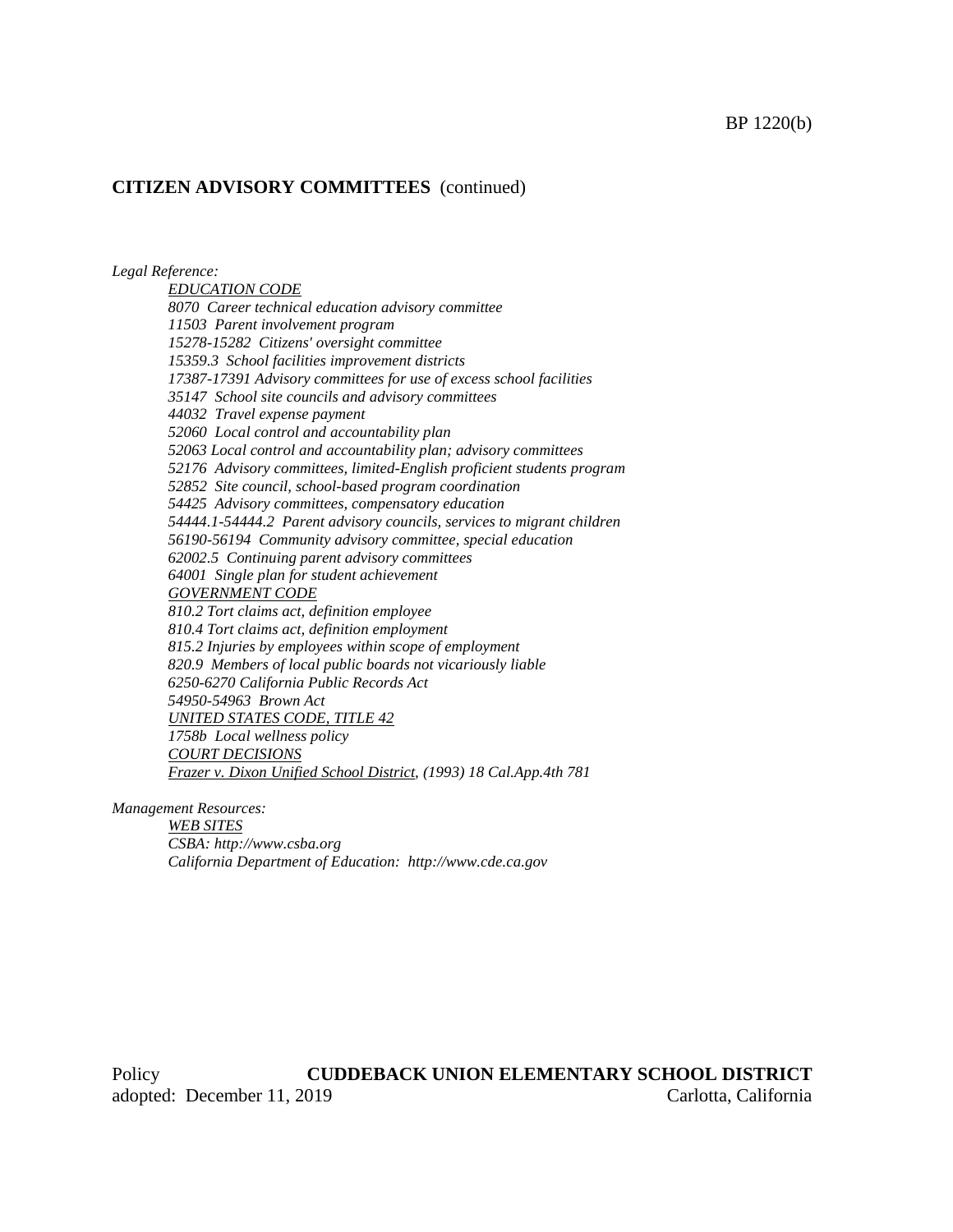**CITIZEN ADVISORY COMMITTEES** (continued)

*Legal Reference:*

*EDUCATION CODE*
*8070 Career technical education advisory committee*
*11503 Parent involvement program*
*15278-15282 Citizens' oversight committee*
*15359.3 School facilities improvement districts*
*17387-17391 Advisory committees for use of excess school facilities*
*35147 School site councils and advisory committees*
*44032 Travel expense payment*
*52060 Local control and accountability plan*
*52063 Local control and accountability plan; advisory committees*
*52176 Advisory committees, limited-English proficient students program*
*52852 Site council, school-based program coordination*
*54425 Advisory committees, compensatory education*
*54444.1-54444.2 Parent advisory councils, services to migrant children*
*56190-56194 Community advisory committee, special education*
*62002.5 Continuing parent advisory committees*
*64001 Single plan for student achievement*
*GOVERNMENT CODE*
*810.2 Tort claims act, definition employee*
*810.4 Tort claims act, definition employment*
*815.2 Injuries by employees within scope of employment*
*820.9 Members of local public boards not vicariously liable*
*6250-6270 California Public Records Act*
*54950-54963 Brown Act*
*UNITED STATES CODE, TITLE 42*
*1758b Local wellness policy*
*COURT DECISIONS*
*Frazer v. Dixon Unified School District, (1993) 18 Cal.App.4th 781*

*Management Resources:*

*WEB SITES*
*CSBA: http://www.csba.org*
*California Department of Education: http://www.cde.ca.gov*

Policy **CUDDEBACK UNION ELEMENTARY SCHOOL DISTRICT**
adopted: December 11, 2019 Carlotta, California